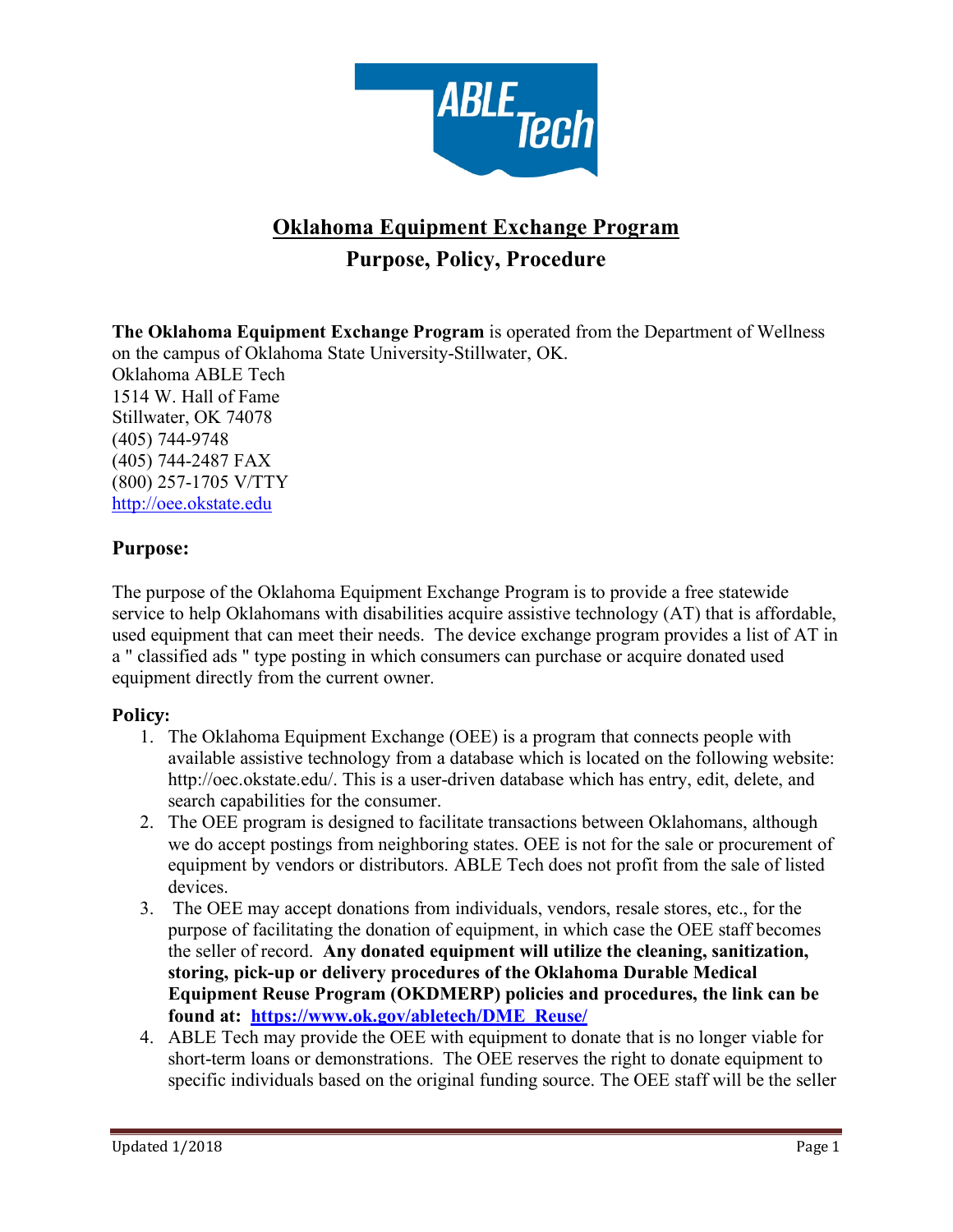# Oklahoma Equipment Exchange Program

## Purpose, Policy, Procedure

**The Oklahoma Equipment Exchange Program** is operated from the Department of Wellness on the campus of Oklahoma State University-Stillwater, OK.
Oklahoma ABLE Tech
1514 W. Hall of Fame
Stillwater, OK 74078
(405) 744-9748
(405) 744-2487 FAX
(800) 257-1705 V/TTY
http://oee.okstate.edu

### Purpose:

The purpose of the Oklahoma Equipment Exchange Program is to provide a free statewide service to help Oklahomans with disabilities acquire assistive technology (AT) that is affordable, used equipment that can meet their needs. The device exchange program provides a list of AT in a " classified ads " type posting in which consumers can purchase or acquire donated used equipment directly from the current owner.

### Policy:

1. The Oklahoma Equipment Exchange (OEE) is a program that connects people with available assistive technology from a database which is located on the following website: http://oec.okstate.edu/. This is a user-driven database which has entry, edit, delete, and search capabilities for the consumer.
2. The OEE program is designed to facilitate transactions between Oklahomans, although we do accept postings from neighboring states. OEE is not for the sale or procurement of equipment by vendors or distributors. ABLE Tech does not profit from the sale of listed devices.
3. The OEE may accept donations from individuals, vendors, resale stores, etc., for the purpose of facilitating the donation of equipment, in which case the OEE staff becomes the seller of record. **Any donated equipment will utilize the cleaning, sanitization, storing, pick-up or delivery procedures of the Oklahoma Durable Medical Equipment Reuse Program (OKDMERP) policies and procedures, the link can be found at: https://www.ok.gov/abletech/DME_Reuse/**
4. ABLE Tech may provide the OEE with equipment to donate that is no longer viable for short-term loans or demonstrations. The OEE reserves the right to donate equipment to specific individuals based on the original funding source. The OEE staff will be the seller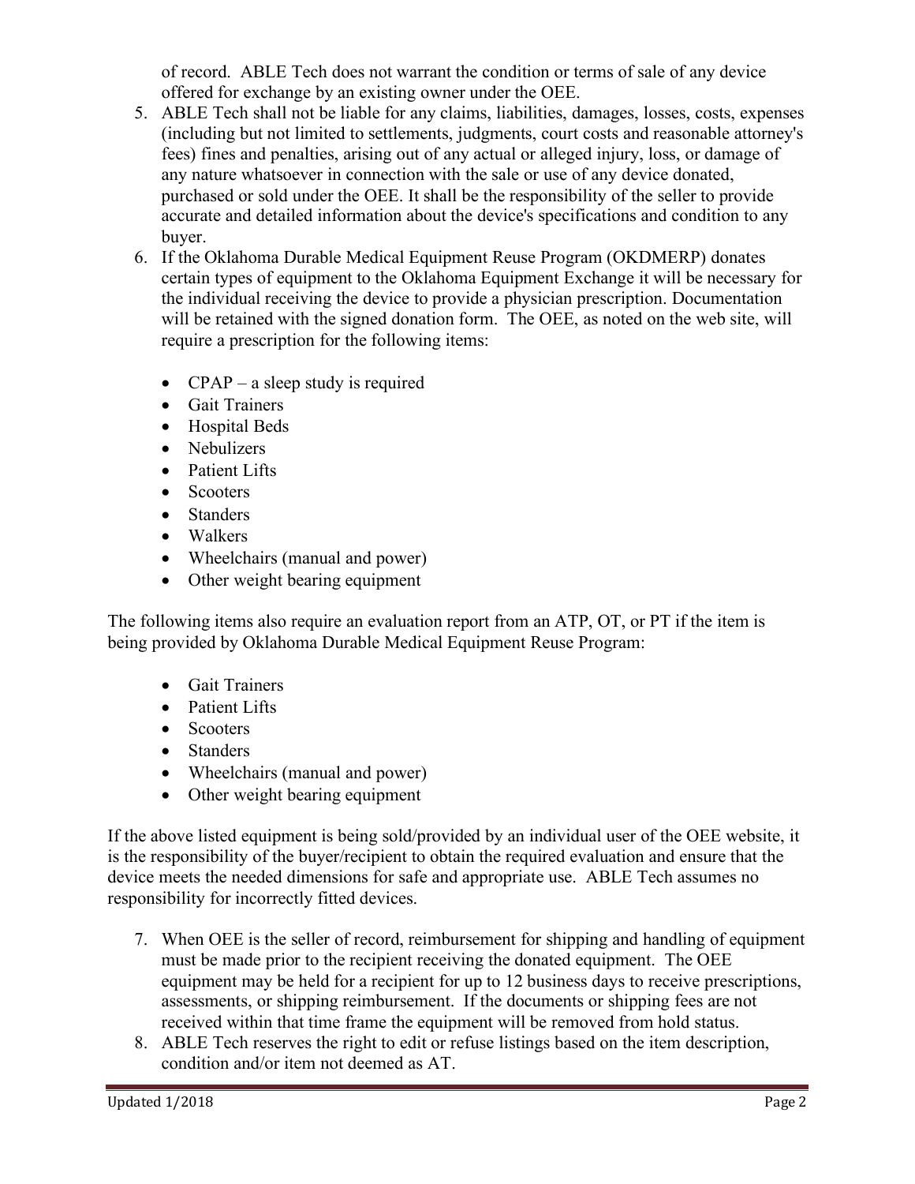of record. ABLE Tech does not warrant the condition or terms of sale of any device offered for exchange by an existing owner under the OEE.

5. ABLE Tech shall not be liable for any claims, liabilities, damages, losses, costs, expenses (including but not limited to settlements, judgments, court costs and reasonable attorney's fees) fines and penalties, arising out of any actual or alleged injury, loss, or damage of any nature whatsoever in connection with the sale or use of any device donated, purchased or sold under the OEE. It shall be the responsibility of the seller to provide accurate and detailed information about the device's specifications and condition to any buyer.
6. If the Oklahoma Durable Medical Equipment Reuse Program (OKDMERP) donates certain types of equipment to the Oklahoma Equipment Exchange it will be necessary for the individual receiving the device to provide a physician prescription. Documentation will be retained with the signed donation form. The OEE, as noted on the web site, will require a prescription for the following items:

   - CPAP – a sleep study is required
   - Gait Trainers
   - Hospital Beds
   - Nebulizers
   - Patient Lifts
   - Scooters
   - Standers
   - Walkers
   - Wheelchairs (manual and power)
   - Other weight bearing equipment

The following items also require an evaluation report from an ATP, OT, or PT if the item is being provided by Oklahoma Durable Medical Equipment Reuse Program:

- Gait Trainers
- Patient Lifts
- Scooters
- Standers
- Wheelchairs (manual and power)
- Other weight bearing equipment

If the above listed equipment is being sold/provided by an individual user of the OEE website, it is the responsibility of the buyer/recipient to obtain the required evaluation and ensure that the device meets the needed dimensions for safe and appropriate use. ABLE Tech assumes no responsibility for incorrectly fitted devices.

7. When OEE is the seller of record, reimbursement for shipping and handling of equipment must be made prior to the recipient receiving the donated equipment. The OEE equipment may be held for a recipient for up to 12 business days to receive prescriptions, assessments, or shipping reimbursement. If the documents or shipping fees are not received within that time frame the equipment will be removed from hold status.
8. ABLE Tech reserves the right to edit or refuse listings based on the item description, condition and/or item not deemed as AT.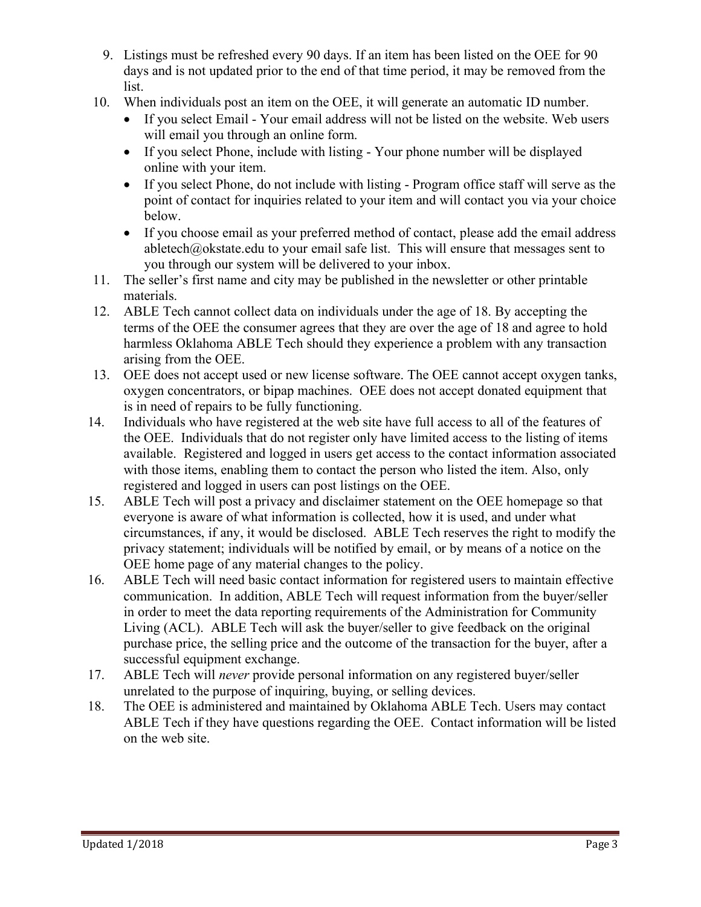9. Listings must be refreshed every 90 days. If an item has been listed on the OEE for 90 days and is not updated prior to the end of that time period, it may be removed from the list.
10. When individuals post an item on the OEE, it will generate an automatic ID number.
    - If you select Email - Your email address will not be listed on the website. Web users will email you through an online form.
    - If you select Phone, include with listing - Your phone number will be displayed online with your item.
    - If you select Phone, do not include with listing - Program office staff will serve as the point of contact for inquiries related to your item and will contact you via your choice below.
    - If you choose email as your preferred method of contact, please add the email address abletech@okstate.edu to your email safe list. This will ensure that messages sent to you through our system will be delivered to your inbox.
11. The seller's first name and city may be published in the newsletter or other printable materials.
12. ABLE Tech cannot collect data on individuals under the age of 18. By accepting the terms of the OEE the consumer agrees that they are over the age of 18 and agree to hold harmless Oklahoma ABLE Tech should they experience a problem with any transaction arising from the OEE.
13. OEE does not accept used or new license software. The OEE cannot accept oxygen tanks, oxygen concentrators, or bipap machines. OEE does not accept donated equipment that is in need of repairs to be fully functioning.
14. Individuals who have registered at the web site have full access to all of the features of the OEE. Individuals that do not register only have limited access to the listing of items available. Registered and logged in users get access to the contact information associated with those items, enabling them to contact the person who listed the item. Also, only registered and logged in users can post listings on the OEE.
15. ABLE Tech will post a privacy and disclaimer statement on the OEE homepage so that everyone is aware of what information is collected, how it is used, and under what circumstances, if any, it would be disclosed. ABLE Tech reserves the right to modify the privacy statement; individuals will be notified by email, or by means of a notice on the OEE home page of any material changes to the policy.
16. ABLE Tech will need basic contact information for registered users to maintain effective communication. In addition, ABLE Tech will request information from the buyer/seller in order to meet the data reporting requirements of the Administration for Community Living (ACL). ABLE Tech will ask the buyer/seller to give feedback on the original purchase price, the selling price and the outcome of the transaction for the buyer, after a successful equipment exchange.
17. ABLE Tech will *never* provide personal information on any registered buyer/seller unrelated to the purpose of inquiring, buying, or selling devices.
18. The OEE is administered and maintained by Oklahoma ABLE Tech. Users may contact ABLE Tech if they have questions regarding the OEE. Contact information will be listed on the web site.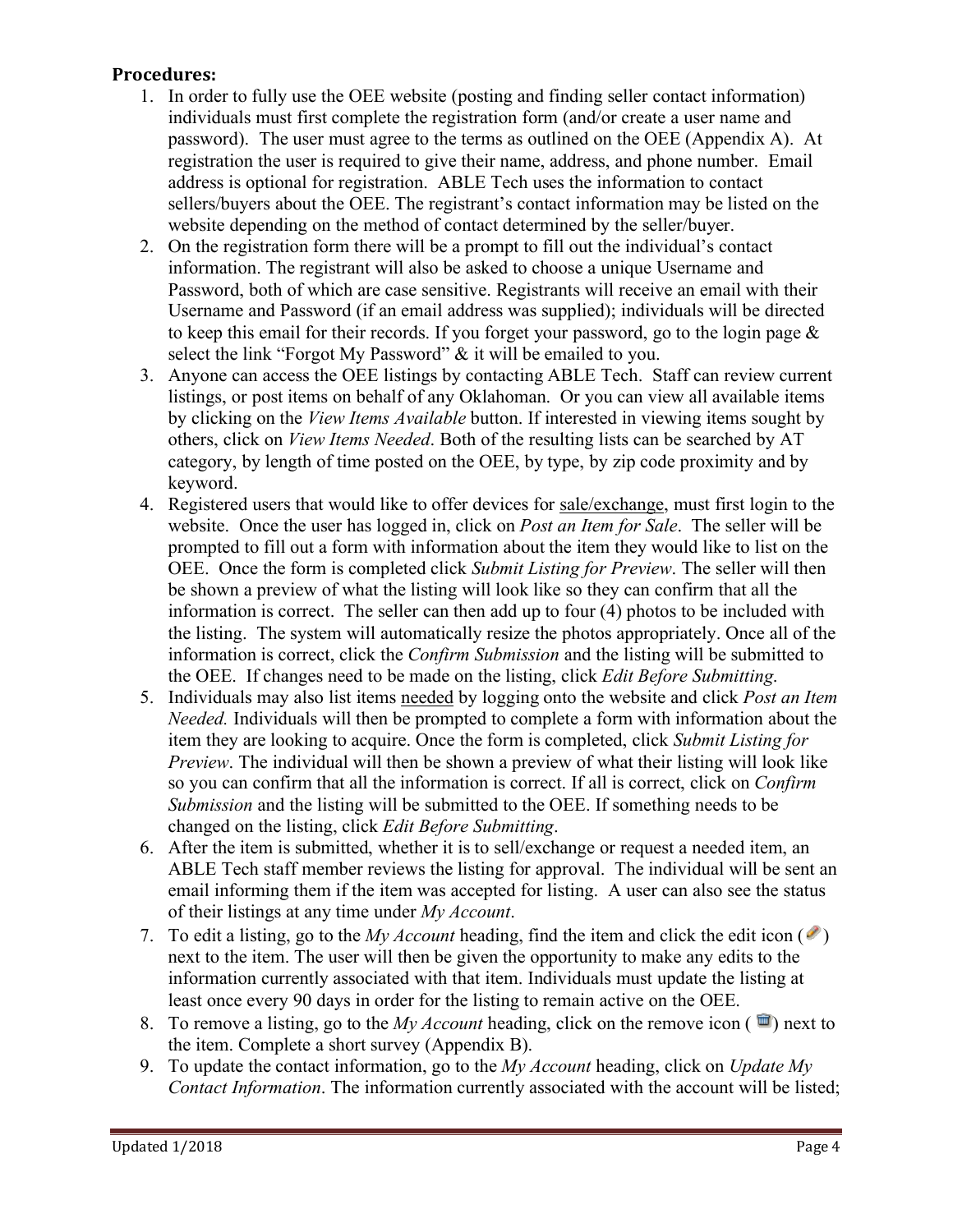**Procedures:**

1. In order to fully use the OEE website (posting and finding seller contact information) individuals must first complete the registration form (and/or create a user name and password). The user must agree to the terms as outlined on the OEE (Appendix A). At registration the user is required to give their name, address, and phone number. Email address is optional for registration. ABLE Tech uses the information to contact sellers/buyers about the OEE. The registrant's contact information may be listed on the website depending on the method of contact determined by the seller/buyer.
2. On the registration form there will be a prompt to fill out the individual's contact information. The registrant will also be asked to choose a unique Username and Password, both of which are case sensitive. Registrants will receive an email with their Username and Password (if an email address was supplied); individuals will be directed to keep this email for their records. If you forget your password, go to the login page & select the link "Forgot My Password" & it will be emailed to you.
3. Anyone can access the OEE listings by contacting ABLE Tech. Staff can review current listings, or post items on behalf of any Oklahoman. Or you can view all available items by clicking on the *View Items Available* button. If interested in viewing items sought by others, click on *View Items Needed*. Both of the resulting lists can be searched by AT category, by length of time posted on the OEE, by type, by zip code proximity and by keyword.
4. Registered users that would like to offer devices for <u>sale/exchange</u>, must first login to the website. Once the user has logged in, click on *Post an Item for Sale*. The seller will be prompted to fill out a form with information about the item they would like to list on the OEE. Once the form is completed click *Submit Listing for Preview*. The seller will then be shown a preview of what the listing will look like so they can confirm that all the information is correct. The seller can then add up to four (4) photos to be included with the listing. The system will automatically resize the photos appropriately. Once all of the information is correct, click the *Confirm Submission* and the listing will be submitted to the OEE. If changes need to be made on the listing, click *Edit Before Submitting*.
5. Individuals may also list items <u>needed</u> by logging onto the website and click *Post an Item Needed.* Individuals will then be prompted to complete a form with information about the item they are looking to acquire. Once the form is completed, click *Submit Listing for Preview*. The individual will then be shown a preview of what their listing will look like so you can confirm that all the information is correct. If all is correct, click on *Confirm Submission* and the listing will be submitted to the OEE. If something needs to be changed on the listing, click *Edit Before Submitting*.
6. After the item is submitted, whether it is to sell/exchange or request a needed item, an ABLE Tech staff member reviews the listing for approval. The individual will be sent an email informing them if the item was accepted for listing. A user can also see the status of their listings at any time under *My Account*.
7. To edit a listing, go to the *My Account* heading, find the item and click the edit icon ( ) next to the item. The user will then be given the opportunity to make any edits to the information currently associated with that item. Individuals must update the listing at least once every 90 days in order for the listing to remain active on the OEE.
8. To remove a listing, go to the *My Account* heading, click on the remove icon ( ) next to the item. Complete a short survey (Appendix B).
9. To update the contact information, go to the *My Account* heading, click on *Update My Contact Information*. The information currently associated with the account will be listed;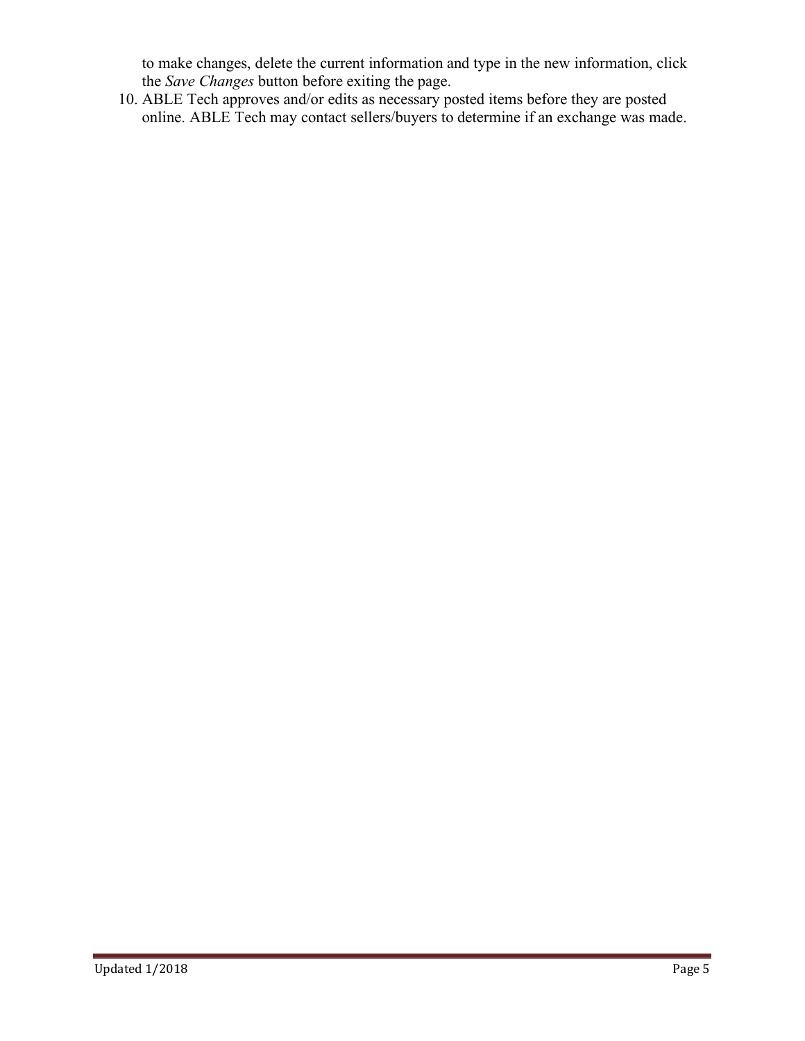to make changes, delete the current information and type in the new information, click the *Save Changes* button before exiting the page.

10. ABLE Tech approves and/or edits as necessary posted items before they are posted online. ABLE Tech may contact sellers/buyers to determine if an exchange was made.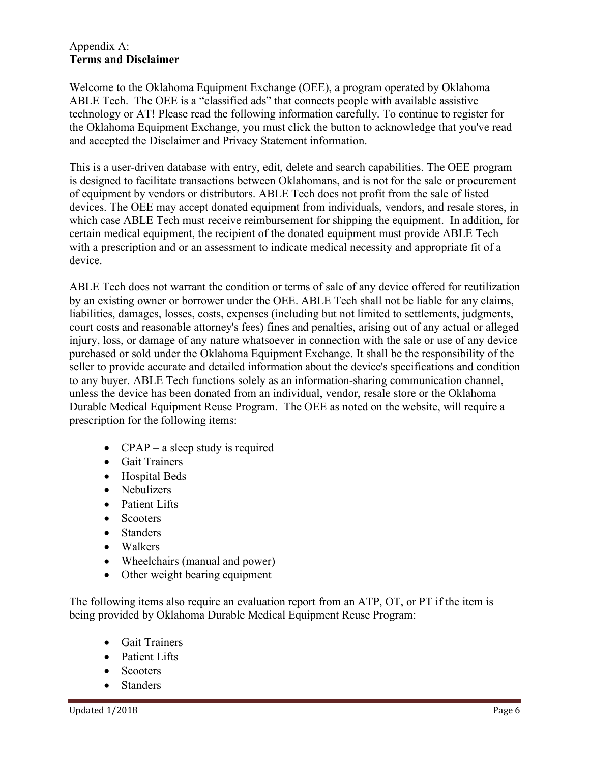Appendix A:
**Terms and Disclaimer**

Welcome to the Oklahoma Equipment Exchange (OEE), a program operated by Oklahoma ABLE Tech. The OEE is a "classified ads" that connects people with available assistive technology or AT! Please read the following information carefully. To continue to register for the Oklahoma Equipment Exchange, you must click the button to acknowledge that you've read and accepted the Disclaimer and Privacy Statement information.

This is a user-driven database with entry, edit, delete and search capabilities. The OEE program is designed to facilitate transactions between Oklahomans, and is not for the sale or procurement of equipment by vendors or distributors. ABLE Tech does not profit from the sale of listed devices. The OEE may accept donated equipment from individuals, vendors, and resale stores, in which case ABLE Tech must receive reimbursement for shipping the equipment. In addition, for certain medical equipment, the recipient of the donated equipment must provide ABLE Tech with a prescription and or an assessment to indicate medical necessity and appropriate fit of a device.

ABLE Tech does not warrant the condition or terms of sale of any device offered for reutilization by an existing owner or borrower under the OEE. ABLE Tech shall not be liable for any claims, liabilities, damages, losses, costs, expenses (including but not limited to settlements, judgments, court costs and reasonable attorney's fees) fines and penalties, arising out of any actual or alleged injury, loss, or damage of any nature whatsoever in connection with the sale or use of any device purchased or sold under the Oklahoma Equipment Exchange. It shall be the responsibility of the seller to provide accurate and detailed information about the device's specifications and condition to any buyer. ABLE Tech functions solely as an information-sharing communication channel, unless the device has been donated from an individual, vendor, resale store or the Oklahoma Durable Medical Equipment Reuse Program. The OEE as noted on the website, will require a prescription for the following items:

- CPAP – a sleep study is required
- Gait Trainers
- Hospital Beds
- Nebulizers
- Patient Lifts
- Scooters
- Standers
- Walkers
- Wheelchairs (manual and power)
- Other weight bearing equipment

The following items also require an evaluation report from an ATP, OT, or PT if the item is being provided by Oklahoma Durable Medical Equipment Reuse Program:

- Gait Trainers
- Patient Lifts
- Scooters
- Standers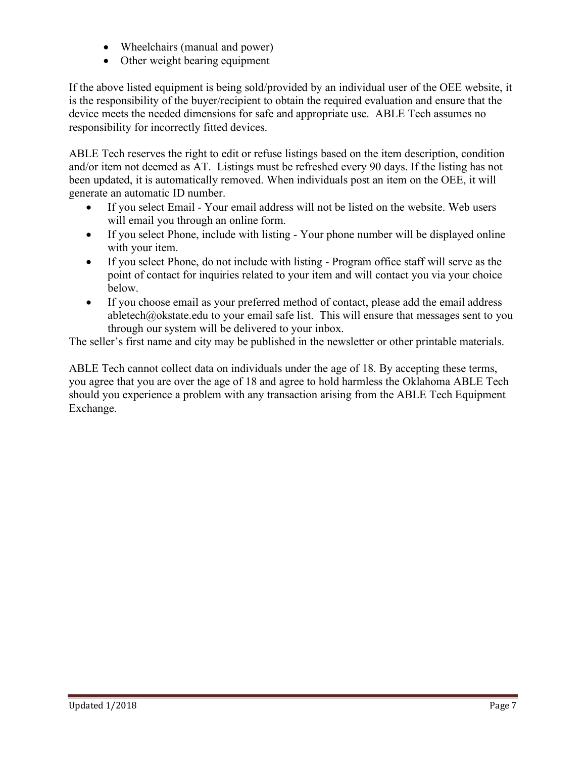- Wheelchairs (manual and power)
- Other weight bearing equipment

If the above listed equipment is being sold/provided by an individual user of the OEE website, it is the responsibility of the buyer/recipient to obtain the required evaluation and ensure that the device meets the needed dimensions for safe and appropriate use. ABLE Tech assumes no responsibility for incorrectly fitted devices.

ABLE Tech reserves the right to edit or refuse listings based on the item description, condition and/or item not deemed as AT. Listings must be refreshed every 90 days. If the listing has not been updated, it is automatically removed. When individuals post an item on the OEE, it will generate an automatic ID number.

- If you select Email - Your email address will not be listed on the website. Web users will email you through an online form.
- If you select Phone, include with listing - Your phone number will be displayed online with your item.
- If you select Phone, do not include with listing - Program office staff will serve as the point of contact for inquiries related to your item and will contact you via your choice below.
- If you choose email as your preferred method of contact, please add the email address abletech@okstate.edu to your email safe list. This will ensure that messages sent to you through our system will be delivered to your inbox.

The seller's first name and city may be published in the newsletter or other printable materials.

ABLE Tech cannot collect data on individuals under the age of 18. By accepting these terms, you agree that you are over the age of 18 and agree to hold harmless the Oklahoma ABLE Tech should you experience a problem with any transaction arising from the ABLE Tech Equipment Exchange.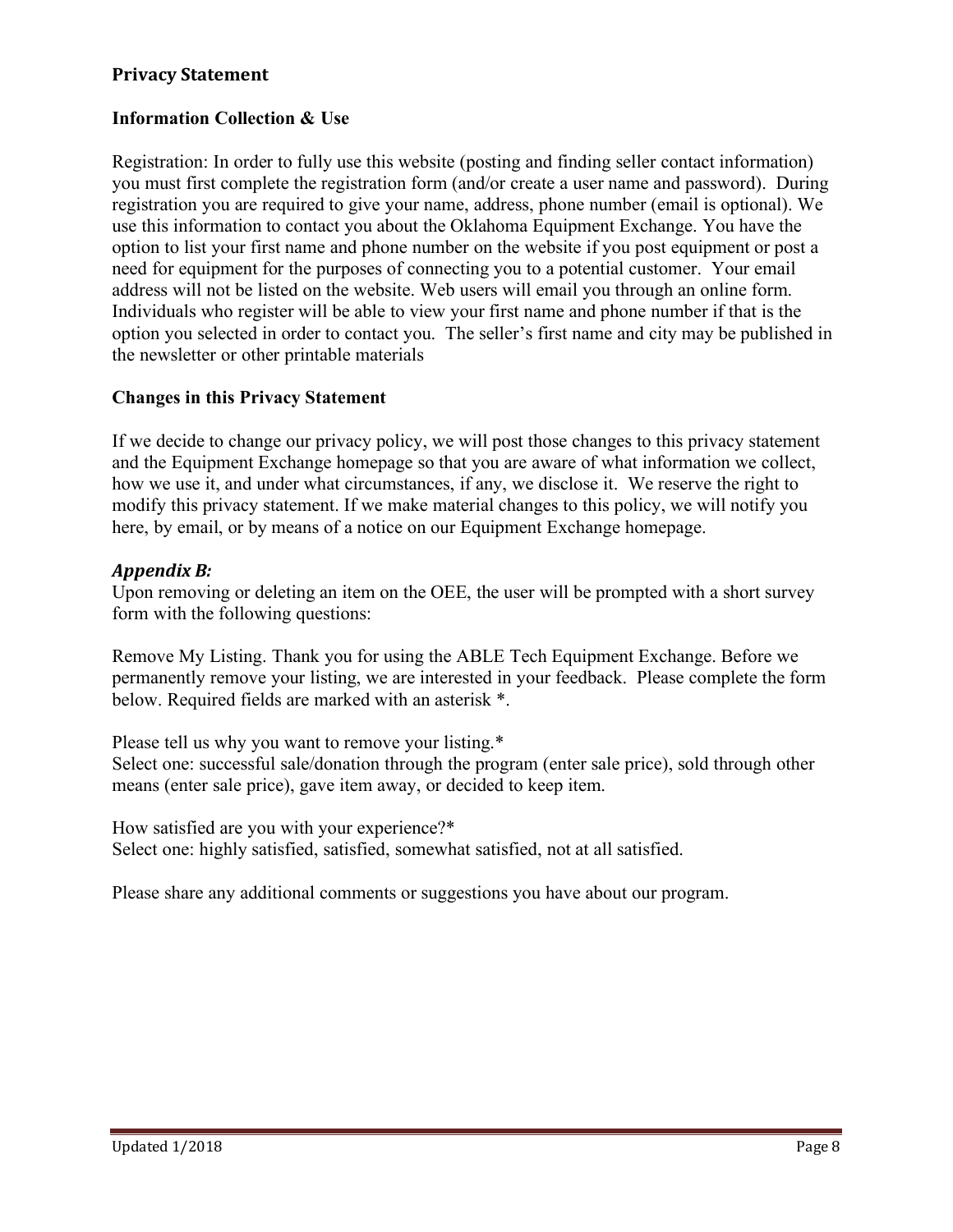## Privacy Statement

### Information Collection & Use

Registration: In order to fully use this website (posting and finding seller contact information) you must first complete the registration form (and/or create a user name and password). During registration you are required to give your name, address, phone number (email is optional). We use this information to contact you about the Oklahoma Equipment Exchange. You have the option to list your first name and phone number on the website if you post equipment or post a need for equipment for the purposes of connecting you to a potential customer. Your email address will not be listed on the website. Web users will email you through an online form. Individuals who register will be able to view your first name and phone number if that is the option you selected in order to contact you. The seller's first name and city may be published in the newsletter or other printable materials

### Changes in this Privacy Statement

If we decide to change our privacy policy, we will post those changes to this privacy statement and the Equipment Exchange homepage so that you are aware of what information we collect, how we use it, and under what circumstances, if any, we disclose it. We reserve the right to modify this privacy statement. If we make material changes to this policy, we will notify you here, by email, or by means of a notice on our Equipment Exchange homepage.

### *Appendix B:*

Upon removing or deleting an item on the OEE, the user will be prompted with a short survey form with the following questions:

Remove My Listing. Thank you for using the ABLE Tech Equipment Exchange. Before we permanently remove your listing, we are interested in your feedback. Please complete the form below. Required fields are marked with an asterisk *.

Please tell us why you want to remove your listing.*
Select one: successful sale/donation through the program (enter sale price), sold through other means (enter sale price), gave item away, or decided to keep item.

How satisfied are you with your experience?*
Select one: highly satisfied, satisfied, somewhat satisfied, not at all satisfied.

Please share any additional comments or suggestions you have about our program.